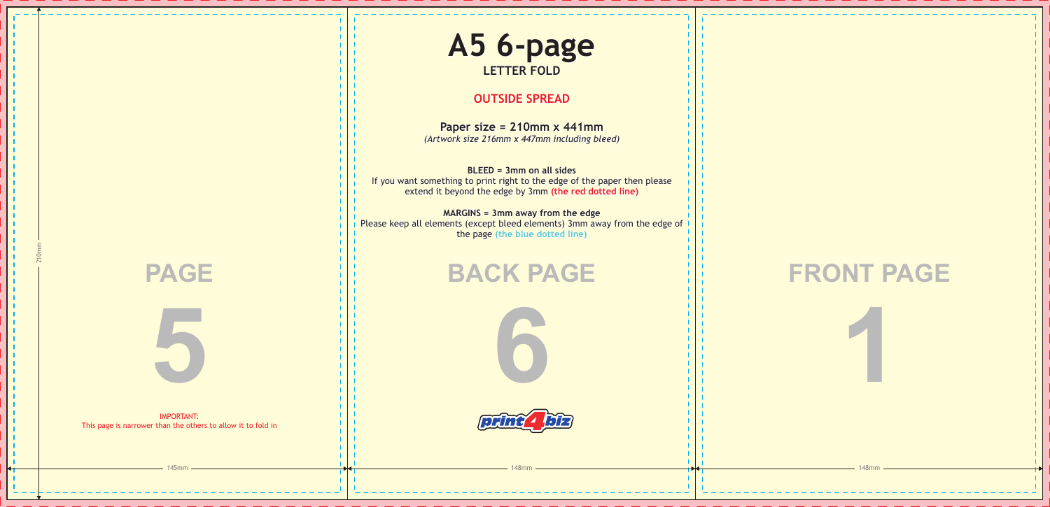# A5 6-page

**LETTER FOLD**

## OUTSIDE SPREAD

**Paper size = 210mm x 441mm**
*(Artwork size 216mm x 447mm including bleed)*

**BLEED = 3mm on all sides**
If you want something to print right to the edge of the paper then please extend it beyond the edge by 3mm **(the red dotted line)**

**MARGINS = 3mm away from the edge**
Please keep all elements (except bleed elements) 3mm away from the edge of the page **(the blue dotted line)**

210mm

**PAGE**

**5**

IMPORTANT:
This page is narrower than the others to allow it to fold in

145mm

**BACK PAGE**

**6**

print4biz

148mm

**FRONT PAGE**

**1**

148mm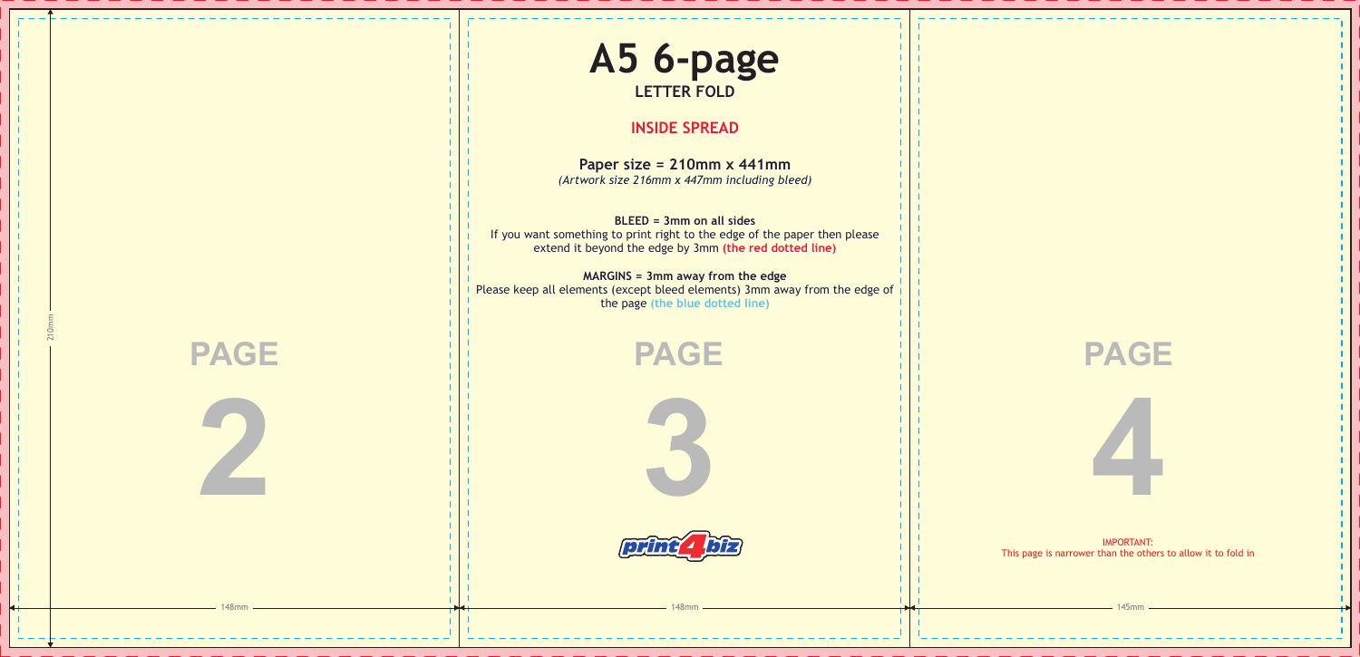# A5 6-page

**LETTER FOLD**

## INSIDE SPREAD

**Paper size = 210mm x 441mm**

*(Artwork size 216mm x 447mm including bleed)*

**BLEED = 3mm on all sides**

If you want something to print right to the edge of the paper then please extend it beyond the edge by 3mm **(the red dotted line)**

**MARGINS = 3mm away from the edge**

Please keep all elements (except bleed elements) 3mm away from the edge of the page **(the blue dotted line)**

210mm

PAGE 2

148mm

PAGE 3

print4biz

148mm

PAGE 4

IMPORTANT:
This page is narrower than the others to allow it to fold in

145mm